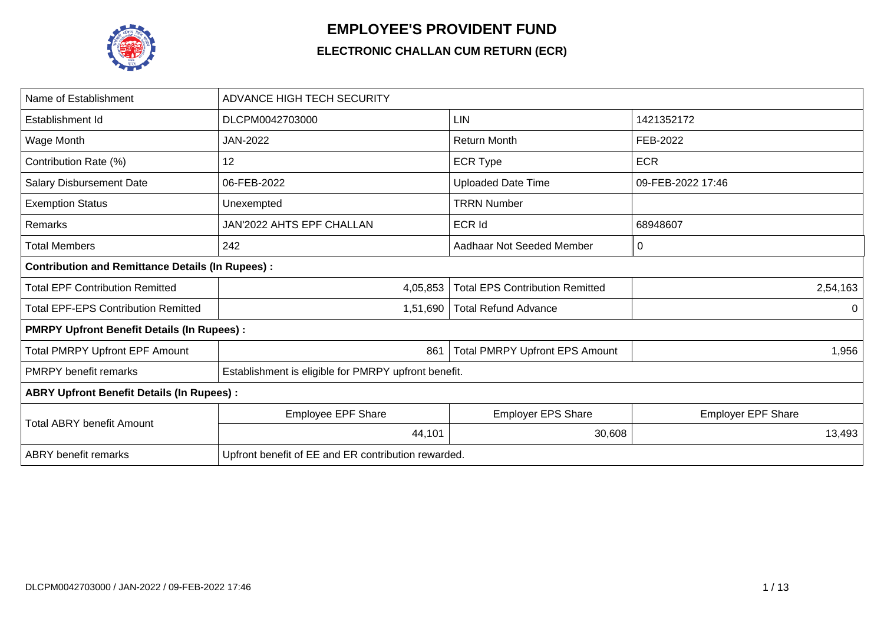# EMPLOYEE'S PROVIDENT FUND

## ELECTRONIC CHALLAN CUM RETURN (ECR)

| | | | |
|---|---|---|---|
| Name of Establishment | ADVANCE HIGH TECH SECURITY | | |
| Establishment Id | DLCPM0042703000 | LIN | 1421352172 |
| Wage Month | JAN-2022 | Return Month | FEB-2022 |
| Contribution Rate (%) | 12 | ECR Type | ECR |
| Salary Disbursement Date | 06-FEB-2022 | Uploaded Date Time | 09-FEB-2022 17:46 |
| Exemption Status | Unexempted | TRRN Number | |
| Remarks | JAN'2022 AHTS EPF CHALLAN | ECR Id | 68948607 |
| Total Members | 242 | Aadhaar Not Seeded Member | 0 |
| **Contribution and Remittance Details (In Rupees) :** | | | |
| Total EPF Contribution Remitted | 4,05,853 | Total EPS Contribution Remitted | 2,54,163 |
| Total EPF-EPS Contribution Remitted | 1,51,690 | Total Refund Advance | 0 |
| **PMRPY Upfront Benefit Details (In Rupees) :** | | | |
| Total PMRPY Upfront EPF Amount | 861 | Total PMRPY Upfront EPS Amount | 1,956 |
| PMRPY benefit remarks | Establishment is eligible for PMRPY upfront benefit. | | |
| **ABRY Upfront Benefit Details (In Rupees) :** | | | |
| Total ABRY benefit Amount | Employee EPF Share | Employer EPS Share | Employer EPF Share |
| | 44,101 | 30,608 | 13,493 |
| ABRY benefit remarks | Upfront benefit of EE and ER contribution rewarded. | | |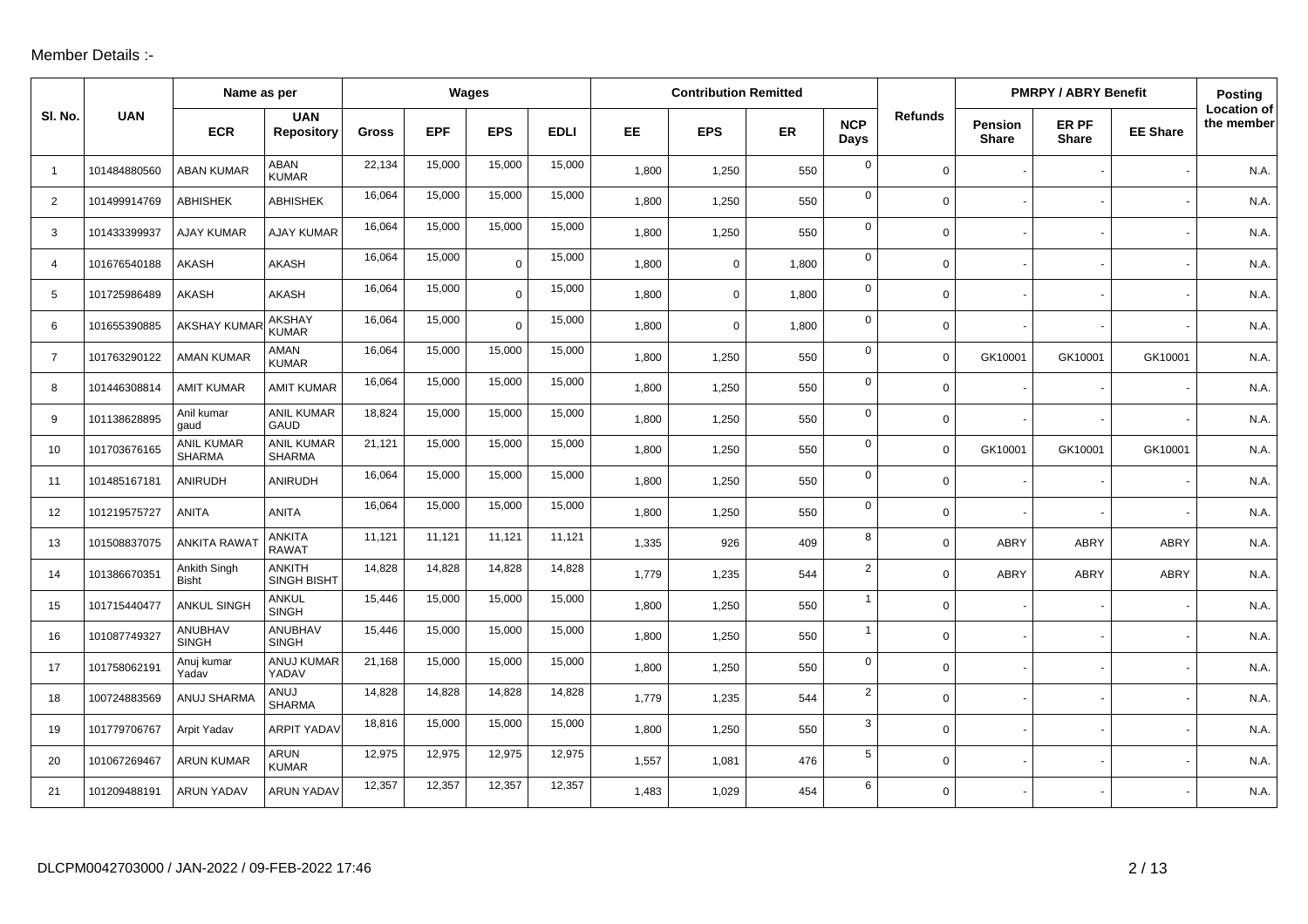Member Details :-

| Sl. No. | UAN | Name as per | | Wages | | | | Contribution Remitted | | | | Refunds | PMRPY / ABRY Benefit | | | Posting Location of the member |
|---|---|---|---|---|---|---|---|---|---|---|---|---|---|---|---|---|
| | | ECR | UAN Repository | Gross | EPF | EPS | EDLI | EE | EPS | ER | NCP Days | | Pension Share | ER PF Share | EE Share | |
| 1 | 101484880560 | ABAN KUMAR | ABAN KUMAR | 22,134 | 15,000 | 15,000 | 15,000 | 1,800 | 1,250 | 550 | 0 | 0 | - | - | - | N.A. |
| 2 | 101499914769 | ABHISHEK | ABHISHEK | 16,064 | 15,000 | 15,000 | 15,000 | 1,800 | 1,250 | 550 | 0 | 0 | - | - | - | N.A. |
| 3 | 101433399937 | AJAY KUMAR | AJAY KUMAR | 16,064 | 15,000 | 15,000 | 15,000 | 1,800 | 1,250 | 550 | 0 | 0 | - | - | - | N.A. |
| 4 | 101676540188 | AKASH | AKASH | 16,064 | 15,000 | 0 | 15,000 | 1,800 | 0 | 1,800 | 0 | 0 | - | - | - | N.A. |
| 5 | 101725986489 | AKASH | AKASH | 16,064 | 15,000 | 0 | 15,000 | 1,800 | 0 | 1,800 | 0 | 0 | - | - | - | N.A. |
| 6 | 101655390885 | AKSHAY KUMAR | AKSHAY KUMAR | 16,064 | 15,000 | 0 | 15,000 | 1,800 | 0 | 1,800 | 0 | 0 | - | - | - | N.A. |
| 7 | 101763290122 | AMAN KUMAR | AMAN KUMAR | 16,064 | 15,000 | 15,000 | 15,000 | 1,800 | 1,250 | 550 | 0 | 0 | GK10001 | GK10001 | GK10001 | N.A. |
| 8 | 101446308814 | AMIT KUMAR | AMIT KUMAR | 16,064 | 15,000 | 15,000 | 15,000 | 1,800 | 1,250 | 550 | 0 | 0 | - | - | - | N.A. |
| 9 | 101138628895 | Anil kumar gaud | ANIL KUMAR GAUD | 18,824 | 15,000 | 15,000 | 15,000 | 1,800 | 1,250 | 550 | 0 | 0 | - | - | - | N.A. |
| 10 | 101703676165 | ANIL KUMAR SHARMA | ANIL KUMAR SHARMA | 21,121 | 15,000 | 15,000 | 15,000 | 1,800 | 1,250 | 550 | 0 | 0 | GK10001 | GK10001 | GK10001 | N.A. |
| 11 | 101485167181 | ANIRUDH | ANIRUDH | 16,064 | 15,000 | 15,000 | 15,000 | 1,800 | 1,250 | 550 | 0 | 0 | - | - | - | N.A. |
| 12 | 101219575727 | ANITA | ANITA | 16,064 | 15,000 | 15,000 | 15,000 | 1,800 | 1,250 | 550 | 0 | 0 | - | - | - | N.A. |
| 13 | 101508837075 | ANKITA RAWAT | ANKITA RAWAT | 11,121 | 11,121 | 11,121 | 11,121 | 1,335 | 926 | 409 | 8 | 0 | ABRY | ABRY | ABRY | N.A. |
| 14 | 101386670351 | Ankith Singh Bisht | ANKITH SINGH BISHT | 14,828 | 14,828 | 14,828 | 14,828 | 1,779 | 1,235 | 544 | 2 | 0 | ABRY | ABRY | ABRY | N.A. |
| 15 | 101715440477 | ANKUL SINGH | ANKUL SINGH | 15,446 | 15,000 | 15,000 | 15,000 | 1,800 | 1,250 | 550 | 1 | 0 | - | - | - | N.A. |
| 16 | 101087749327 | ANUBHAV SINGH | ANUBHAV SINGH | 15,446 | 15,000 | 15,000 | 15,000 | 1,800 | 1,250 | 550 | 1 | 0 | - | - | - | N.A. |
| 17 | 101758062191 | Anuj kumar Yadav | ANUJ KUMAR YADAV | 21,168 | 15,000 | 15,000 | 15,000 | 1,800 | 1,250 | 550 | 0 | 0 | - | - | - | N.A. |
| 18 | 100724883569 | ANUJ SHARMA | ANUJ SHARMA | 14,828 | 14,828 | 14,828 | 14,828 | 1,779 | 1,235 | 544 | 2 | 0 | - | - | - | N.A. |
| 19 | 101779706767 | Arpit Yadav | ARPIT YADAV | 18,816 | 15,000 | 15,000 | 15,000 | 1,800 | 1,250 | 550 | 3 | 0 | - | - | - | N.A. |
| 20 | 101067269467 | ARUN KUMAR | ARUN KUMAR | 12,975 | 12,975 | 12,975 | 12,975 | 1,557 | 1,081 | 476 | 5 | 0 | - | - | - | N.A. |
| 21 | 101209488191 | ARUN YADAV | ARUN YADAV | 12,357 | 12,357 | 12,357 | 12,357 | 1,483 | 1,029 | 454 | 6 | 0 | - | - | - | N.A. |

DLCPM0042703000 / JAN-2022 / 09-FEB-2022 17:46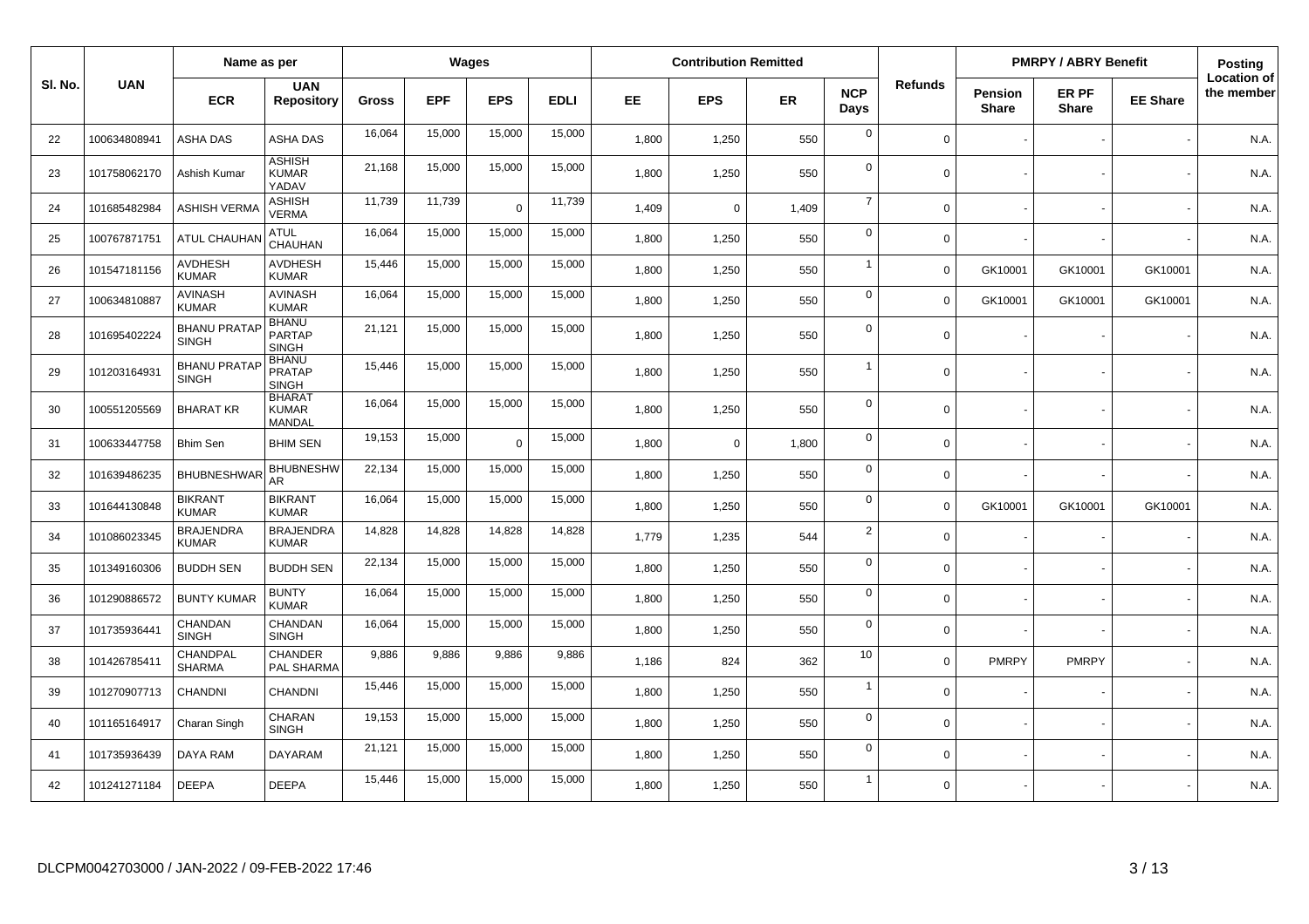| Sl. No. | UAN | Name as per | | Wages | | | | Contribution Remitted | | | | Refunds | PMRPY / ABRY Benefit | | | Posting Location of the member |
|---|---|---|---|---|---|---|---|---|---|---|---|---|---|---|---|---|
| | | ECR | UAN Repository | Gross | EPF | EPS | EDLI | EE | EPS | ER | NCP Days | | Pension Share | ER PF Share | EE Share | |
| 22 | 100634808941 | ASHA DAS | ASHA DAS | 16,064 | 15,000 | 15,000 | 15,000 | 1,800 | 1,250 | 550 | 0 | 0 | - | - | - | N.A. |
| 23 | 101758062170 | Ashish Kumar | ASHISH KUMAR YADAV | 21,168 | 15,000 | 15,000 | 15,000 | 1,800 | 1,250 | 550 | 0 | 0 | - | - | - | N.A. |
| 24 | 101685482984 | ASHISH VERMA | ASHISH VERMA | 11,739 | 11,739 | 0 | 11,739 | 1,409 | 0 | 1,409 | 7 | 0 | - | - | - | N.A. |
| 25 | 100767871751 | ATUL CHAUHAN | ATUL CHAUHAN | 16,064 | 15,000 | 15,000 | 15,000 | 1,800 | 1,250 | 550 | 0 | 0 | - | - | - | N.A. |
| 26 | 101547181156 | AVDHESH KUMAR | AVDHESH KUMAR | 15,446 | 15,000 | 15,000 | 15,000 | 1,800 | 1,250 | 550 | 1 | 0 | GK10001 | GK10001 | GK10001 | N.A. |
| 27 | 100634810887 | AVINASH KUMAR | AVINASH KUMAR | 16,064 | 15,000 | 15,000 | 15,000 | 1,800 | 1,250 | 550 | 0 | 0 | GK10001 | GK10001 | GK10001 | N.A. |
| 28 | 101695402224 | BHANU PRATAP SINGH | BHANU PARTAP SINGH | 21,121 | 15,000 | 15,000 | 15,000 | 1,800 | 1,250 | 550 | 0 | 0 | - | - | - | N.A. |
| 29 | 101203164931 | BHANU PRATAP SINGH | BHANU PRATAP SINGH | 15,446 | 15,000 | 15,000 | 15,000 | 1,800 | 1,250 | 550 | 1 | 0 | - | - | - | N.A. |
| 30 | 100551205569 | BHARAT KR | BHARAT KUMAR MANDAL | 16,064 | 15,000 | 15,000 | 15,000 | 1,800 | 1,250 | 550 | 0 | 0 | - | - | - | N.A. |
| 31 | 100633447758 | Bhim Sen | BHIM SEN | 19,153 | 15,000 | 0 | 15,000 | 1,800 | 0 | 1,800 | 0 | 0 | - | - | - | N.A. |
| 32 | 101639486235 | BHUBNESHWAR | BHUBNESHWAR | 22,134 | 15,000 | 15,000 | 15,000 | 1,800 | 1,250 | 550 | 0 | 0 | - | - | - | N.A. |
| 33 | 101644130848 | BIKRANT KUMAR | BIKRANT KUMAR | 16,064 | 15,000 | 15,000 | 15,000 | 1,800 | 1,250 | 550 | 0 | 0 | GK10001 | GK10001 | GK10001 | N.A. |
| 34 | 101086023345 | BRAJENDRA KUMAR | BRAJENDRA KUMAR | 14,828 | 14,828 | 14,828 | 14,828 | 1,779 | 1,235 | 544 | 2 | 0 | - | - | - | N.A. |
| 35 | 101349160306 | BUDDH SEN | BUDDH SEN | 22,134 | 15,000 | 15,000 | 15,000 | 1,800 | 1,250 | 550 | 0 | 0 | - | - | - | N.A. |
| 36 | 101290886572 | BUNTY KUMAR | BUNTY KUMAR | 16,064 | 15,000 | 15,000 | 15,000 | 1,800 | 1,250 | 550 | 0 | 0 | - | - | - | N.A. |
| 37 | 101735936441 | CHANDAN SINGH | CHANDAN SINGH | 16,064 | 15,000 | 15,000 | 15,000 | 1,800 | 1,250 | 550 | 0 | 0 | - | - | - | N.A. |
| 38 | 101426785411 | CHANDPAL SHARMA | CHANDER PAL SHARMA | 9,886 | 9,886 | 9,886 | 9,886 | 1,186 | 824 | 362 | 10 | 0 | PMRPY | PMRPY | - | N.A. |
| 39 | 101270907713 | CHANDNI | CHANDNI | 15,446 | 15,000 | 15,000 | 15,000 | 1,800 | 1,250 | 550 | 1 | 0 | - | - | - | N.A. |
| 40 | 101165164917 | Charan Singh | CHARAN SINGH | 19,153 | 15,000 | 15,000 | 15,000 | 1,800 | 1,250 | 550 | 0 | 0 | - | - | - | N.A. |
| 41 | 101735936439 | DAYA RAM | DAYARAM | 21,121 | 15,000 | 15,000 | 15,000 | 1,800 | 1,250 | 550 | 0 | 0 | - | - | - | N.A. |
| 42 | 101241271184 | DEEPA | DEEPA | 15,446 | 15,000 | 15,000 | 15,000 | 1,800 | 1,250 | 550 | 1 | 0 | - | - | - | N.A. |

DLCPM0042703000 / JAN-2022 / 09-FEB-2022 17:46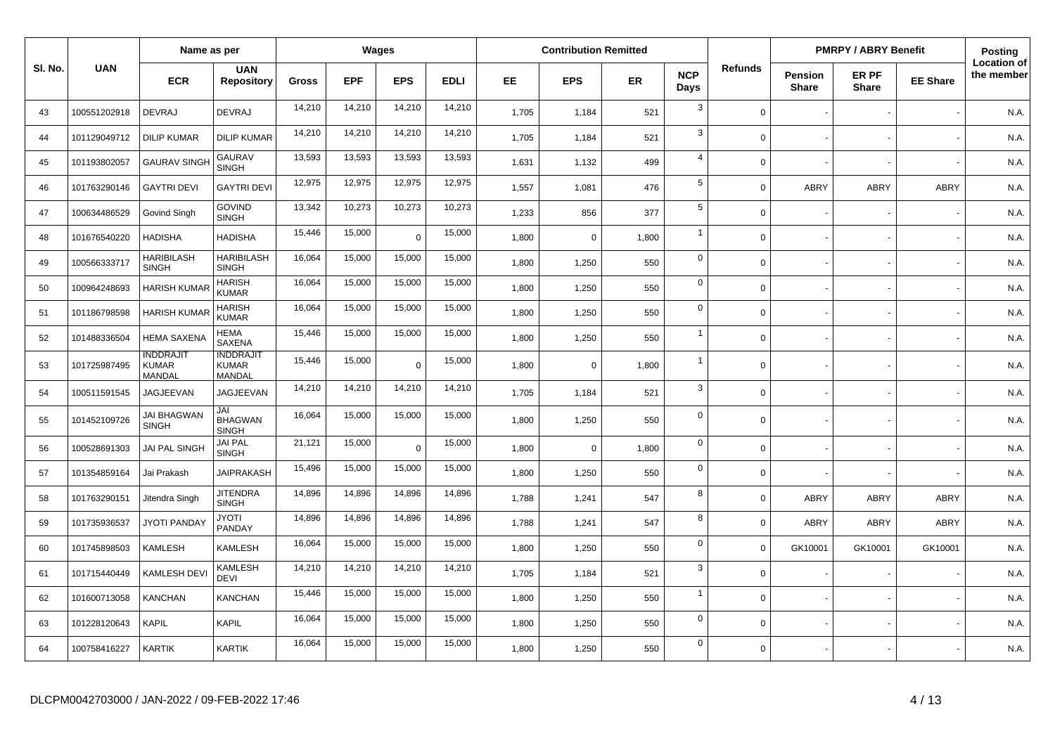| Sl. No. | UAN | Name as per | | Wages | | | | Contribution Remitted | | | | Refunds | PMRPY / ABRY Benefit | | | Posting Location of the member |
|---|---|---|---|---|---|---|---|---|---|---|---|---|---|---|---|---|
| | | ECR | UAN Repository | Gross | EPF | EPS | EDLI | EE | EPS | ER | NCP Days | | Pension Share | ER PF Share | EE Share | |
| 43 | 100551202918 | DEVRAJ | DEVRAJ | 14,210 | 14,210 | 14,210 | 14,210 | 1,705 | 1,184 | 521 | 3 | 0 | - | - | - | N.A. |
| 44 | 101129049712 | DILIP KUMAR | DILIP KUMAR | 14,210 | 14,210 | 14,210 | 14,210 | 1,705 | 1,184 | 521 | 3 | 0 | - | - | - | N.A. |
| 45 | 101193802057 | GAURAV SINGH | GAURAV SINGH | 13,593 | 13,593 | 13,593 | 13,593 | 1,631 | 1,132 | 499 | 4 | 0 | - | - | - | N.A. |
| 46 | 101763290146 | GAYTRI DEVI | GAYTRI DEVI | 12,975 | 12,975 | 12,975 | 12,975 | 1,557 | 1,081 | 476 | 5 | 0 | ABRY | ABRY | ABRY | N.A. |
| 47 | 100634486529 | Govind Singh | GOVIND SINGH | 13,342 | 10,273 | 10,273 | 10,273 | 1,233 | 856 | 377 | 5 | 0 | - | - | - | N.A. |
| 48 | 101676540220 | HADISHA | HADISHA | 15,446 | 15,000 | 0 | 15,000 | 1,800 | 0 | 1,800 | 1 | 0 | - | - | - | N.A. |
| 49 | 100566333717 | HARIBILASH SINGH | HARIBILASH SINGH | 16,064 | 15,000 | 15,000 | 15,000 | 1,800 | 1,250 | 550 | 0 | 0 | - | - | - | N.A. |
| 50 | 100964248693 | HARISH KUMAR | HARISH KUMAR | 16,064 | 15,000 | 15,000 | 15,000 | 1,800 | 1,250 | 550 | 0 | 0 | - | - | - | N.A. |
| 51 | 101186798598 | HARISH KUMAR | HARISH KUMAR | 16,064 | 15,000 | 15,000 | 15,000 | 1,800 | 1,250 | 550 | 0 | 0 | - | - | - | N.A. |
| 52 | 101488336504 | HEMA SAXENA | HEMA SAXENA | 15,446 | 15,000 | 15,000 | 15,000 | 1,800 | 1,250 | 550 | 1 | 0 | - | - | - | N.A. |
| 53 | 101725987495 | INDDRAJIT KUMAR MANDAL | INDDRAJIT KUMAR MANDAL | 15,446 | 15,000 | 0 | 15,000 | 1,800 | 0 | 1,800 | 1 | 0 | - | - | - | N.A. |
| 54 | 100511591545 | JAGJEEVAN | JAGJEEVAN | 14,210 | 14,210 | 14,210 | 14,210 | 1,705 | 1,184 | 521 | 3 | 0 | - | - | - | N.A. |
| 55 | 101452109726 | JAI BHAGWAN SINGH | JAI BHAGWAN SINGH | 16,064 | 15,000 | 15,000 | 15,000 | 1,800 | 1,250 | 550 | 0 | 0 | - | - | - | N.A. |
| 56 | 100528691303 | JAI PAL SINGH | JAI PAL SINGH | 21,121 | 15,000 | 0 | 15,000 | 1,800 | 0 | 1,800 | 0 | 0 | - | - | - | N.A. |
| 57 | 101354859164 | Jai Prakash | JAIPRAKASH | 15,496 | 15,000 | 15,000 | 15,000 | 1,800 | 1,250 | 550 | 0 | 0 | - | - | - | N.A. |
| 58 | 101763290151 | Jitendra Singh | JITENDRA SINGH | 14,896 | 14,896 | 14,896 | 14,896 | 1,788 | 1,241 | 547 | 8 | 0 | ABRY | ABRY | ABRY | N.A. |
| 59 | 101735936537 | JYOTI PANDAY | JYOTI PANDAY | 14,896 | 14,896 | 14,896 | 14,896 | 1,788 | 1,241 | 547 | 8 | 0 | ABRY | ABRY | ABRY | N.A. |
| 60 | 101745898503 | KAMLESH | KAMLESH | 16,064 | 15,000 | 15,000 | 15,000 | 1,800 | 1,250 | 550 | 0 | 0 | GK10001 | GK10001 | GK10001 | N.A. |
| 61 | 101715440449 | KAMLESH DEVI | KAMLESH DEVI | 14,210 | 14,210 | 14,210 | 14,210 | 1,705 | 1,184 | 521 | 3 | 0 | - | - | - | N.A. |
| 62 | 101600713058 | KANCHAN | KANCHAN | 15,446 | 15,000 | 15,000 | 15,000 | 1,800 | 1,250 | 550 | 1 | 0 | - | - | - | N.A. |
| 63 | 101228120643 | KAPIL | KAPIL | 16,064 | 15,000 | 15,000 | 15,000 | 1,800 | 1,250 | 550 | 0 | 0 | - | - | - | N.A. |
| 64 | 100758416227 | KARTIK | KARTIK | 16,064 | 15,000 | 15,000 | 15,000 | 1,800 | 1,250 | 550 | 0 | 0 | - | - | - | N.A. |

DLCPM0042703000 / JAN-2022 / 09-FEB-2022 17:46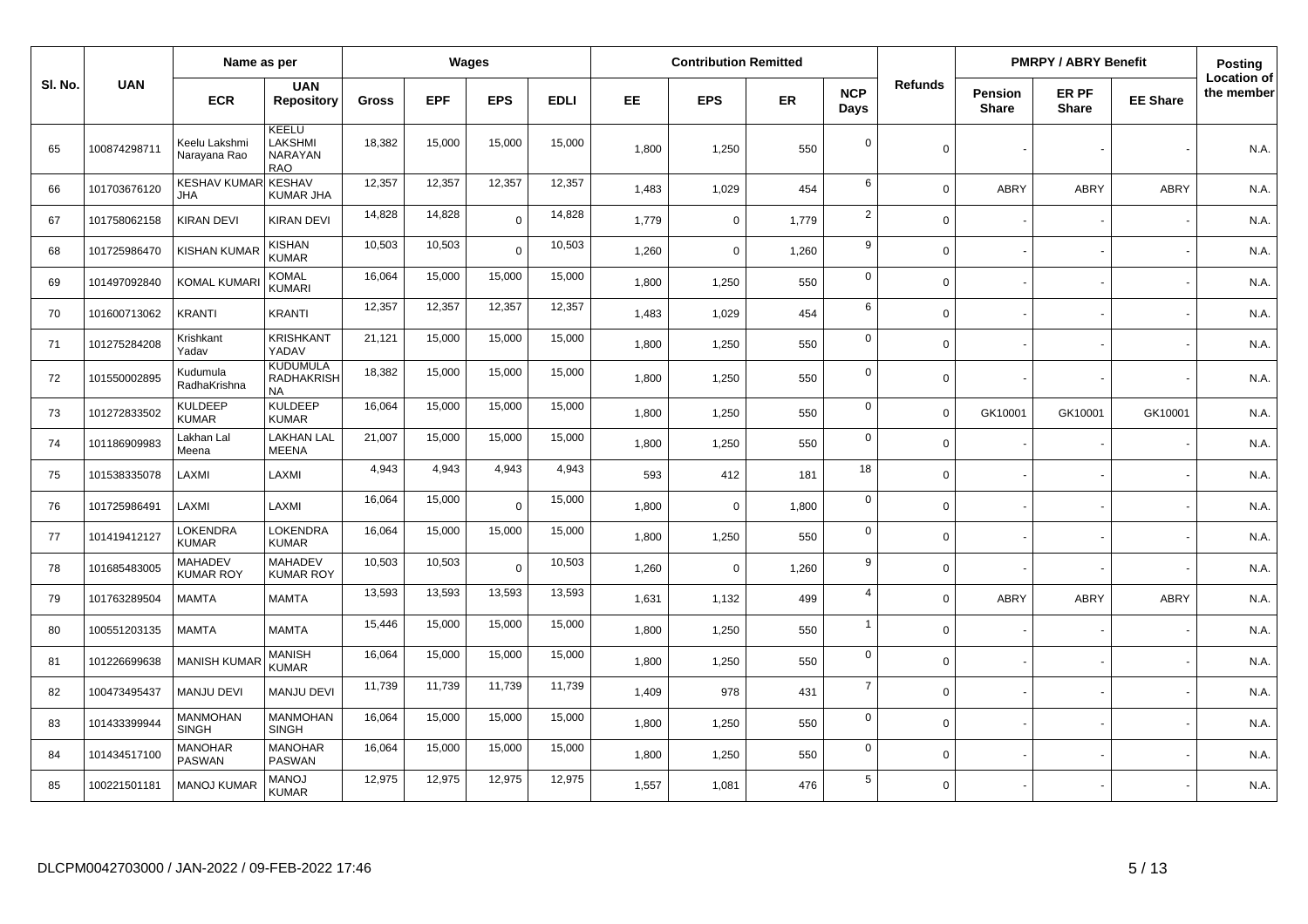| Sl. No. | UAN | Name as per | | Wages | | | | Contribution Remitted | | | | Refunds | PMRPY / ABRY Benefit | | | Posting Location of the member |
|---|---|---|---|---|---|---|---|---|---|---|---|---|---|---|---|---|
| | | ECR | UAN Repository | Gross | EPF | EPS | EDLI | EE | EPS | ER | NCP Days | | Pension Share | ER PF Share | EE Share | |
| 65 | 100874298711 | Keelu Lakshmi Narayana Rao | KEELU LAKSHMI NARAYAN RAO | 18,382 | 15,000 | 15,000 | 15,000 | 1,800 | 1,250 | 550 | 0 | 0 | - | - | - | N.A. |
| 66 | 101703676120 | KESHAV KUMAR JHA | KESHAV KUMAR JHA | 12,357 | 12,357 | 12,357 | 12,357 | 1,483 | 1,029 | 454 | 6 | 0 | ABRY | ABRY | ABRY | N.A. |
| 67 | 101758062158 | KIRAN DEVI | KIRAN DEVI | 14,828 | 14,828 | 0 | 14,828 | 1,779 | 0 | 1,779 | 2 | 0 | - | - | - | N.A. |
| 68 | 101725986470 | KISHAN KUMAR | KISHAN KUMAR | 10,503 | 10,503 | 0 | 10,503 | 1,260 | 0 | 1,260 | 9 | 0 | - | - | - | N.A. |
| 69 | 101497092840 | KOMAL KUMARI | KOMAL KUMARI | 16,064 | 15,000 | 15,000 | 15,000 | 1,800 | 1,250 | 550 | 0 | 0 | - | - | - | N.A. |
| 70 | 101600713062 | KRANTI | KRANTI | 12,357 | 12,357 | 12,357 | 12,357 | 1,483 | 1,029 | 454 | 6 | 0 | - | - | - | N.A. |
| 71 | 101275284208 | Krishkant Yadav | KRISHKANT YADAV | 21,121 | 15,000 | 15,000 | 15,000 | 1,800 | 1,250 | 550 | 0 | 0 | - | - | - | N.A. |
| 72 | 101550002895 | Kudumula RadhaKrishna | KUDUMULA RADHAKRISHNA | 18,382 | 15,000 | 15,000 | 15,000 | 1,800 | 1,250 | 550 | 0 | 0 | - | - | - | N.A. |
| 73 | 101272833502 | KULDEEP KUMAR | KULDEEP KUMAR | 16,064 | 15,000 | 15,000 | 15,000 | 1,800 | 1,250 | 550 | 0 | 0 | GK10001 | GK10001 | GK10001 | N.A. |
| 74 | 101186909983 | Lakhan Lal Meena | LAKHAN LAL MEENA | 21,007 | 15,000 | 15,000 | 15,000 | 1,800 | 1,250 | 550 | 0 | 0 | - | - | - | N.A. |
| 75 | 101538335078 | LAXMI | LAXMI | 4,943 | 4,943 | 4,943 | 4,943 | 593 | 412 | 181 | 18 | 0 | - | - | - | N.A. |
| 76 | 101725986491 | LAXMI | LAXMI | 16,064 | 15,000 | 0 | 15,000 | 1,800 | 0 | 1,800 | 0 | 0 | - | - | - | N.A. |
| 77 | 101419412127 | LOKENDRA KUMAR | LOKENDRA KUMAR | 16,064 | 15,000 | 15,000 | 15,000 | 1,800 | 1,250 | 550 | 0 | 0 | - | - | - | N.A. |
| 78 | 101685483005 | MAHADEV KUMAR ROY | MAHADEV KUMAR ROY | 10,503 | 10,503 | 0 | 10,503 | 1,260 | 0 | 1,260 | 9 | 0 | - | - | - | N.A. |
| 79 | 101763289504 | MAMTA | MAMTA | 13,593 | 13,593 | 13,593 | 13,593 | 1,631 | 1,132 | 499 | 4 | 0 | ABRY | ABRY | ABRY | N.A. |
| 80 | 100551203135 | MAMTA | MAMTA | 15,446 | 15,000 | 15,000 | 15,000 | 1,800 | 1,250 | 550 | 1 | 0 | - | - | - | N.A. |
| 81 | 101226699638 | MANISH KUMAR | MANISH KUMAR | 16,064 | 15,000 | 15,000 | 15,000 | 1,800 | 1,250 | 550 | 0 | 0 | - | - | - | N.A. |
| 82 | 100473495437 | MANJU DEVI | MANJU DEVI | 11,739 | 11,739 | 11,739 | 11,739 | 1,409 | 978 | 431 | 7 | 0 | - | - | - | N.A. |
| 83 | 101433399944 | MANMOHAN SINGH | MANMOHAN SINGH | 16,064 | 15,000 | 15,000 | 15,000 | 1,800 | 1,250 | 550 | 0 | 0 | - | - | - | N.A. |
| 84 | 101434517100 | MANOHAR PASWAN | MANOHAR PASWAN | 16,064 | 15,000 | 15,000 | 15,000 | 1,800 | 1,250 | 550 | 0 | 0 | - | - | - | N.A. |
| 85 | 100221501181 | MANOJ KUMAR | MANOJ KUMAR | 12,975 | 12,975 | 12,975 | 12,975 | 1,557 | 1,081 | 476 | 5 | 0 | - | - | - | N.A. |

DLCPM0042703000 / JAN-2022 / 09-FEB-2022 17:46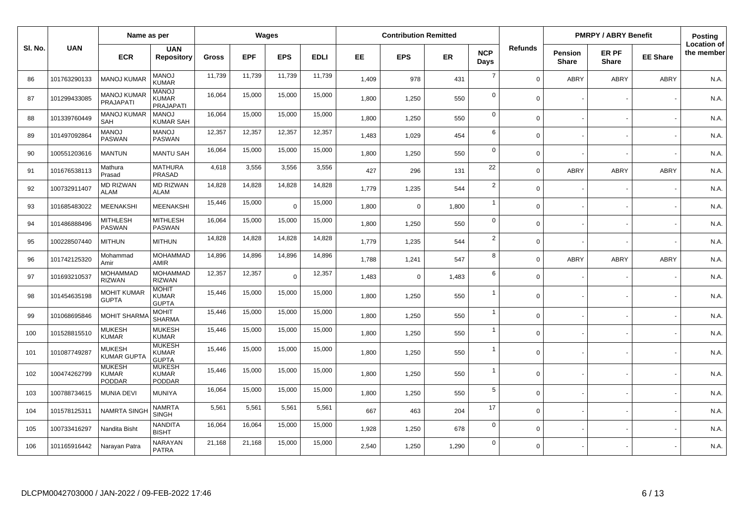| Sl. No. | UAN | Name as per | | Wages | | | | Contribution Remitted | | | | Refunds | PMRPY / ABRY Benefit | | | Posting Location of the member |
|---|---|---|---|---|---|---|---|---|---|---|---|---|---|---|---|---|
| | | ECR | UAN Repository | Gross | EPF | EPS | EDLI | EE | EPS | ER | NCP Days | | Pension Share | ER PF Share | EE Share | |
| 86 | 101763290133 | MANOJ KUMAR | MANOJ KUMAR | 11,739 | 11,739 | 11,739 | 11,739 | 1,409 | 978 | 431 | 7 | 0 | ABRY | ABRY | ABRY | N.A. |
| 87 | 101299433085 | MANOJ KUMAR PRAJAPATI | MANOJ KUMAR PRAJAPATI | 16,064 | 15,000 | 15,000 | 15,000 | 1,800 | 1,250 | 550 | 0 | 0 | - | - | - | N.A. |
| 88 | 101339760449 | MANOJ KUMAR SAH | MANOJ KUMAR SAH | 16,064 | 15,000 | 15,000 | 15,000 | 1,800 | 1,250 | 550 | 0 | 0 | - | - | - | N.A. |
| 89 | 101497092864 | MANOJ PASWAN | MANOJ PASWAN | 12,357 | 12,357 | 12,357 | 12,357 | 1,483 | 1,029 | 454 | 6 | 0 | - | - | - | N.A. |
| 90 | 100551203616 | MANTUN | MANTU SAH | 16,064 | 15,000 | 15,000 | 15,000 | 1,800 | 1,250 | 550 | 0 | 0 | - | - | - | N.A. |
| 91 | 101676538113 | Mathura Prasad | MATHURA PRASAD | 4,618 | 3,556 | 3,556 | 3,556 | 427 | 296 | 131 | 22 | 0 | ABRY | ABRY | ABRY | N.A. |
| 92 | 100732911407 | MD RIZWAN ALAM | MD RIZWAN ALAM | 14,828 | 14,828 | 14,828 | 14,828 | 1,779 | 1,235 | 544 | 2 | 0 | - | - | - | N.A. |
| 93 | 101685483022 | MEENAKSHI | MEENAKSHI | 15,446 | 15,000 | 0 | 15,000 | 1,800 | 0 | 1,800 | 1 | 0 | - | - | - | N.A. |
| 94 | 101486888496 | MITHLESH PASWAN | MITHLESH PASWAN | 16,064 | 15,000 | 15,000 | 15,000 | 1,800 | 1,250 | 550 | 0 | 0 | - | - | - | N.A. |
| 95 | 100228507440 | MITHUN | MITHUN | 14,828 | 14,828 | 14,828 | 14,828 | 1,779 | 1,235 | 544 | 2 | 0 | - | - | - | N.A. |
| 96 | 101742125320 | Mohammad Amir | MOHAMMAD AMIR | 14,896 | 14,896 | 14,896 | 14,896 | 1,788 | 1,241 | 547 | 8 | 0 | ABRY | ABRY | ABRY | N.A. |
| 97 | 101693210537 | MOHAMMAD RIZWAN | MOHAMMAD RIZWAN | 12,357 | 12,357 | 0 | 12,357 | 1,483 | 0 | 1,483 | 6 | 0 | - | - | - | N.A. |
| 98 | 101454635198 | MOHIT KUMAR GUPTA | MOHIT KUMAR GUPTA | 15,446 | 15,000 | 15,000 | 15,000 | 1,800 | 1,250 | 550 | 1 | 0 | - | - | - | N.A. |
| 99 | 101068695846 | MOHIT SHARMA | MOHIT SHARMA | 15,446 | 15,000 | 15,000 | 15,000 | 1,800 | 1,250 | 550 | 1 | 0 | - | - | - | N.A. |
| 100 | 101528815510 | MUKESH KUMAR | MUKESH KUMAR | 15,446 | 15,000 | 15,000 | 15,000 | 1,800 | 1,250 | 550 | 1 | 0 | - | - | - | N.A. |
| 101 | 101087749287 | MUKESH KUMAR GUPTA | MUKESH KUMAR GUPTA | 15,446 | 15,000 | 15,000 | 15,000 | 1,800 | 1,250 | 550 | 1 | 0 | - | - | - | N.A. |
| 102 | 100474262799 | MUKESH KUMAR PODDAR | MUKESH KUMAR PODDAR | 15,446 | 15,000 | 15,000 | 15,000 | 1,800 | 1,250 | 550 | 1 | 0 | - | - | - | N.A. |
| 103 | 100788734615 | MUNIA DEVI | MUNIYA | 16,064 | 15,000 | 15,000 | 15,000 | 1,800 | 1,250 | 550 | 5 | 0 | - | - | - | N.A. |
| 104 | 101578125311 | NAMRTA SINGH | NAMRTA SINGH | 5,561 | 5,561 | 5,561 | 5,561 | 667 | 463 | 204 | 17 | 0 | - | - | - | N.A. |
| 105 | 100733416297 | Nandita Bisht | NANDITA BISHT | 16,064 | 16,064 | 15,000 | 15,000 | 1,928 | 1,250 | 678 | 0 | 0 | - | - | - | N.A. |
| 106 | 101165916442 | Narayan Patra | NARAYAN PATRA | 21,168 | 21,168 | 15,000 | 15,000 | 2,540 | 1,250 | 1,290 | 0 | 0 | - | - | - | N.A. |

DLCPM0042703000 / JAN-2022 / 09-FEB-2022 17:46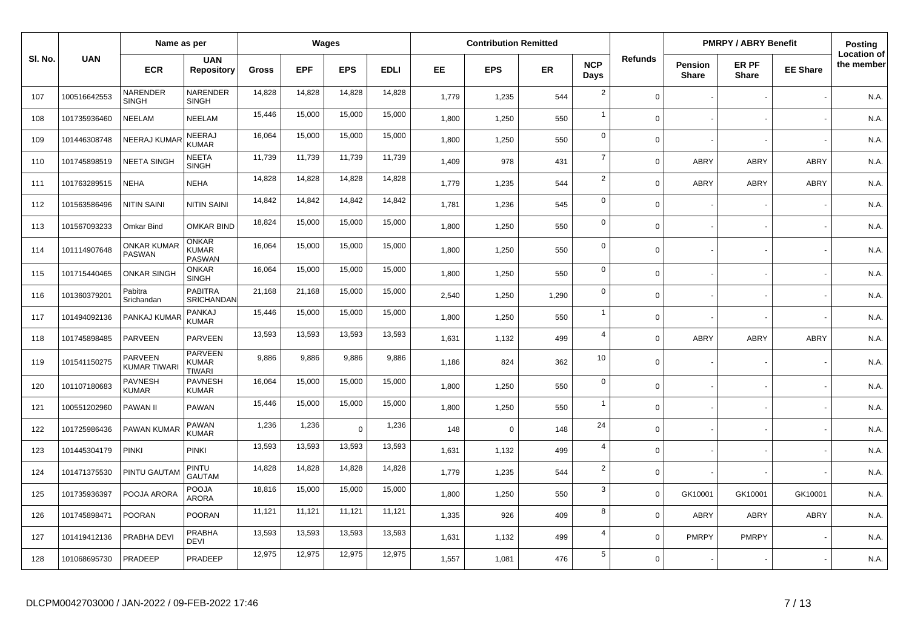| Sl. No. | UAN | Name as per | | Wages | | | | Contribution Remitted | | | | Refunds | PMRPY / ABRY Benefit | | | Posting Location of the member |
|---|---|---|---|---|---|---|---|---|---|---|---|---|---|---|---|---|
| | | ECR | UAN Repository | Gross | EPF | EPS | EDLI | EE | EPS | ER | NCP Days | | Pension Share | ER PF Share | EE Share | |
| 107 | 100516642553 | NARENDER SINGH | NARENDER SINGH | 14,828 | 14,828 | 14,828 | 14,828 | 1,779 | 1,235 | 544 | 2 | 0 | - | - | - | N.A. |
| 108 | 101735936460 | NEELAM | NEELAM | 15,446 | 15,000 | 15,000 | 15,000 | 1,800 | 1,250 | 550 | 1 | 0 | - | - | - | N.A. |
| 109 | 101446308748 | NEERAJ KUMAR | NEERAJ KUMAR | 16,064 | 15,000 | 15,000 | 15,000 | 1,800 | 1,250 | 550 | 0 | 0 | - | - | - | N.A. |
| 110 | 101745898519 | NEETA SINGH | NEETA SINGH | 11,739 | 11,739 | 11,739 | 11,739 | 1,409 | 978 | 431 | 7 | 0 | ABRY | ABRY | ABRY | N.A. |
| 111 | 101763289515 | NEHA | NEHA | 14,828 | 14,828 | 14,828 | 14,828 | 1,779 | 1,235 | 544 | 2 | 0 | ABRY | ABRY | ABRY | N.A. |
| 112 | 101563586496 | NITIN SAINI | NITIN SAINI | 14,842 | 14,842 | 14,842 | 14,842 | 1,781 | 1,236 | 545 | 0 | 0 | - | - | - | N.A. |
| 113 | 101567093233 | Omkar Bind | OMKAR BIND | 18,824 | 15,000 | 15,000 | 15,000 | 1,800 | 1,250 | 550 | 0 | 0 | - | - | - | N.A. |
| 114 | 101114907648 | ONKAR KUMAR PASWAN | ONKAR KUMAR PASWAN | 16,064 | 15,000 | 15,000 | 15,000 | 1,800 | 1,250 | 550 | 0 | 0 | - | - | - | N.A. |
| 115 | 101715440465 | ONKAR SINGH | ONKAR SINGH | 16,064 | 15,000 | 15,000 | 15,000 | 1,800 | 1,250 | 550 | 0 | 0 | - | - | - | N.A. |
| 116 | 101360379201 | Pabitra Srichandan | PABITRA SRICHANDAN | 21,168 | 21,168 | 15,000 | 15,000 | 2,540 | 1,250 | 1,290 | 0 | 0 | - | - | - | N.A. |
| 117 | 101494092136 | PANKAJ KUMAR | PANKAJ KUMAR | 15,446 | 15,000 | 15,000 | 15,000 | 1,800 | 1,250 | 550 | 1 | 0 | - | - | - | N.A. |
| 118 | 101745898485 | PARVEEN | PARVEEN | 13,593 | 13,593 | 13,593 | 13,593 | 1,631 | 1,132 | 499 | 4 | 0 | ABRY | ABRY | ABRY | N.A. |
| 119 | 101541150275 | PARVEEN KUMAR TIWARI | PARVEEN KUMAR TIWARI | 9,886 | 9,886 | 9,886 | 9,886 | 1,186 | 824 | 362 | 10 | 0 | - | - | - | N.A. |
| 120 | 101107180683 | PAVNESH KUMAR | PAVNESH KUMAR | 16,064 | 15,000 | 15,000 | 15,000 | 1,800 | 1,250 | 550 | 0 | 0 | - | - | - | N.A. |
| 121 | 100551202960 | PAWAN II | PAWAN | 15,446 | 15,000 | 15,000 | 15,000 | 1,800 | 1,250 | 550 | 1 | 0 | - | - | - | N.A. |
| 122 | 101725986436 | PAWAN KUMAR | PAWAN KUMAR | 1,236 | 1,236 | 0 | 1,236 | 148 | 0 | 148 | 24 | 0 | - | - | - | N.A. |
| 123 | 101445304179 | PINKI | PINKI | 13,593 | 13,593 | 13,593 | 13,593 | 1,631 | 1,132 | 499 | 4 | 0 | - | - | - | N.A. |
| 124 | 101471375530 | PINTU GAUTAM | PINTU GAUTAM | 14,828 | 14,828 | 14,828 | 14,828 | 1,779 | 1,235 | 544 | 2 | 0 | - | - | - | N.A. |
| 125 | 101735936397 | POOJA ARORA | POOJA ARORA | 18,816 | 15,000 | 15,000 | 15,000 | 1,800 | 1,250 | 550 | 3 | 0 | GK10001 | GK10001 | GK10001 | N.A. |
| 126 | 101745898471 | POORAN | POORAN | 11,121 | 11,121 | 11,121 | 11,121 | 1,335 | 926 | 409 | 8 | 0 | ABRY | ABRY | ABRY | N.A. |
| 127 | 101419412136 | PRABHA DEVI | PRABHA DEVI | 13,593 | 13,593 | 13,593 | 13,593 | 1,631 | 1,132 | 499 | 4 | 0 | PMRPY | PMRPY | - | N.A. |
| 128 | 101068695730 | PRADEEP | PRADEEP | 12,975 | 12,975 | 12,975 | 12,975 | 1,557 | 1,081 | 476 | 5 | 0 | - | - | - | N.A. |

DLCPM0042703000 / JAN-2022 / 09-FEB-2022 17:46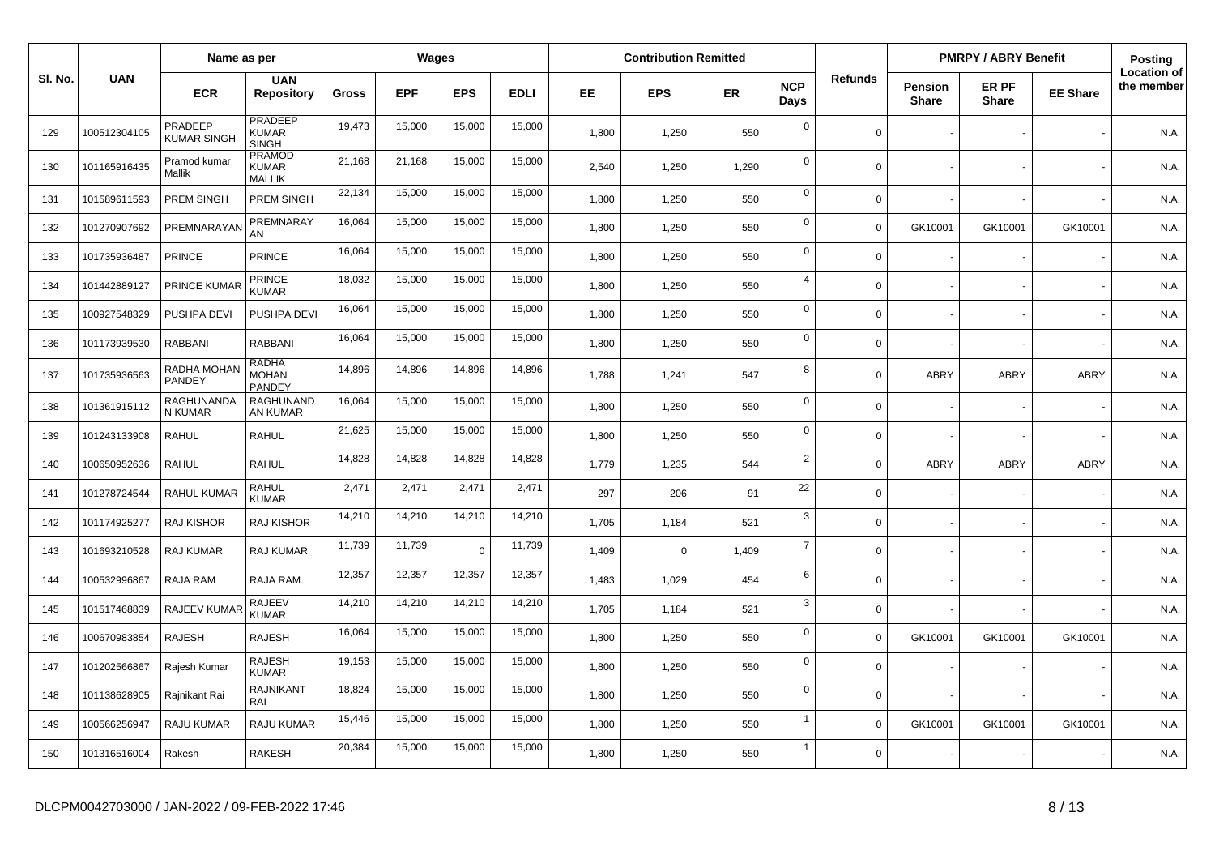| Sl. No. | UAN | Name as per | | Wages | | | | Contribution Remitted | | | | Refunds | PMRPY / ABRY Benefit | | | Posting |
|---|---|---|---|---|---|---|---|---|---|---|---|---|---|---|---|---|
| | | ECR | UAN Repository | Gross | EPF | EPS | EDLI | EE | EPS | ER | NCP Days | | Pension Share | ER PF Share | EE Share | Location of the member |
| 129 | 100512304105 | PRADEEP KUMAR SINGH | PRADEEP KUMAR SINGH | 19,473 | 15,000 | 15,000 | 15,000 | 1,800 | 1,250 | 550 | 0 | 0 | - | - | - | N.A. |
| 130 | 101165916435 | Pramod kumar Mallik | PRAMOD KUMAR MALLIK | 21,168 | 21,168 | 15,000 | 15,000 | 2,540 | 1,250 | 1,290 | 0 | 0 | - | - | - | N.A. |
| 131 | 101589611593 | PREM SINGH | PREM SINGH | 22,134 | 15,000 | 15,000 | 15,000 | 1,800 | 1,250 | 550 | 0 | 0 | - | - | - | N.A. |
| 132 | 101270907692 | PREMNARAYAN | PREMNARAYAN | 16,064 | 15,000 | 15,000 | 15,000 | 1,800 | 1,250 | 550 | 0 | 0 | GK10001 | GK10001 | GK10001 | N.A. |
| 133 | 101735936487 | PRINCE | PRINCE | 16,064 | 15,000 | 15,000 | 15,000 | 1,800 | 1,250 | 550 | 0 | 0 | - | - | - | N.A. |
| 134 | 101442889127 | PRINCE KUMAR | PRINCE KUMAR | 18,032 | 15,000 | 15,000 | 15,000 | 1,800 | 1,250 | 550 | 4 | 0 | - | - | - | N.A. |
| 135 | 100927548329 | PUSHPA DEVI | PUSHPA DEVI | 16,064 | 15,000 | 15,000 | 15,000 | 1,800 | 1,250 | 550 | 0 | 0 | - | - | - | N.A. |
| 136 | 101173939530 | RABBANI | RABBANI | 16,064 | 15,000 | 15,000 | 15,000 | 1,800 | 1,250 | 550 | 0 | 0 | - | - | - | N.A. |
| 137 | 101735936563 | RADHA MOHAN PANDEY | RADHA MOHAN PANDEY | 14,896 | 14,896 | 14,896 | 14,896 | 1,788 | 1,241 | 547 | 8 | 0 | ABRY | ABRY | ABRY | N.A. |
| 138 | 101361915112 | RAGHUNANDAN KUMAR | RAGHUNANDAN KUMAR | 16,064 | 15,000 | 15,000 | 15,000 | 1,800 | 1,250 | 550 | 0 | 0 | - | - | - | N.A. |
| 139 | 101243133908 | RAHUL | RAHUL | 21,625 | 15,000 | 15,000 | 15,000 | 1,800 | 1,250 | 550 | 0 | 0 | - | - | - | N.A. |
| 140 | 100650952636 | RAHUL | RAHUL | 14,828 | 14,828 | 14,828 | 14,828 | 1,779 | 1,235 | 544 | 2 | 0 | ABRY | ABRY | ABRY | N.A. |
| 141 | 101278724544 | RAHUL KUMAR | RAHUL KUMAR | 2,471 | 2,471 | 2,471 | 2,471 | 297 | 206 | 91 | 22 | 0 | - | - | - | N.A. |
| 142 | 101174925277 | RAJ KISHOR | RAJ KISHOR | 14,210 | 14,210 | 14,210 | 14,210 | 1,705 | 1,184 | 521 | 3 | 0 | - | - | - | N.A. |
| 143 | 101693210528 | RAJ KUMAR | RAJ KUMAR | 11,739 | 11,739 | 0 | 11,739 | 1,409 | 0 | 1,409 | 7 | 0 | - | - | - | N.A. |
| 144 | 100532996867 | RAJA RAM | RAJA RAM | 12,357 | 12,357 | 12,357 | 12,357 | 1,483 | 1,029 | 454 | 6 | 0 | - | - | - | N.A. |
| 145 | 101517468839 | RAJEEV KUMAR | RAJEEV KUMAR | 14,210 | 14,210 | 14,210 | 14,210 | 1,705 | 1,184 | 521 | 3 | 0 | - | - | - | N.A. |
| 146 | 100670983854 | RAJESH | RAJESH | 16,064 | 15,000 | 15,000 | 15,000 | 1,800 | 1,250 | 550 | 0 | 0 | GK10001 | GK10001 | GK10001 | N.A. |
| 147 | 101202566867 | Rajesh Kumar | RAJESH KUMAR | 19,153 | 15,000 | 15,000 | 15,000 | 1,800 | 1,250 | 550 | 0 | 0 | - | - | - | N.A. |
| 148 | 101138628905 | Rajnikant Rai | RAJNIKANT RAI | 18,824 | 15,000 | 15,000 | 15,000 | 1,800 | 1,250 | 550 | 0 | 0 | - | - | - | N.A. |
| 149 | 100566256947 | RAJU KUMAR | RAJU KUMAR | 15,446 | 15,000 | 15,000 | 15,000 | 1,800 | 1,250 | 550 | 1 | 0 | GK10001 | GK10001 | GK10001 | N.A. |
| 150 | 101316516004 | Rakesh | RAKESH | 20,384 | 15,000 | 15,000 | 15,000 | 1,800 | 1,250 | 550 | 1 | 0 | - | - | - | N.A. |

DLCPM0042703000 / JAN-2022 / 09-FEB-2022 17:46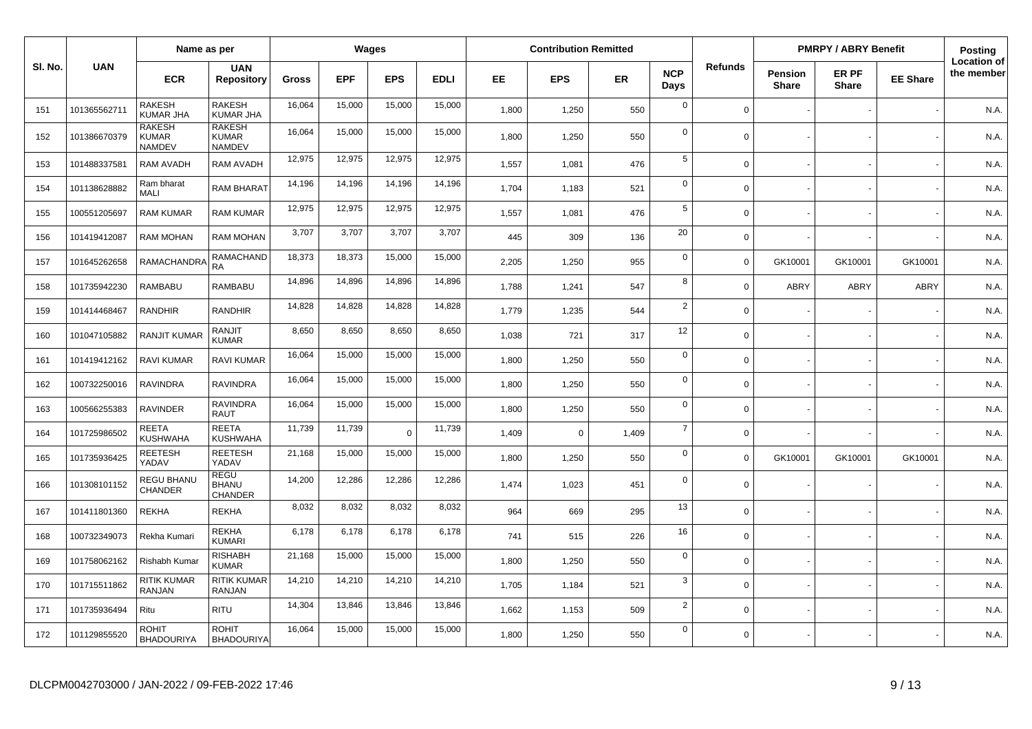| Sl. No. | UAN | Name as per | | Wages | | | | Contribution Remitted | | | | Refunds | PMRPY / ABRY Benefit | | | Posting Location of the member |
|---|---|---|---|---|---|---|---|---|---|---|---|---|---|---|---|---|
| | | ECR | UAN Repository | Gross | EPF | EPS | EDLI | EE | EPS | ER | NCP Days | | Pension Share | ER PF Share | EE Share | |
| 151 | 101365562711 | RAKESH KUMAR JHA | RAKESH KUMAR JHA | 16,064 | 15,000 | 15,000 | 15,000 | 1,800 | 1,250 | 550 | 0 | 0 | - | - | - | N.A. |
| 152 | 101386670379 | RAKESH KUMAR NAMDEV | RAKESH KUMAR NAMDEV | 16,064 | 15,000 | 15,000 | 15,000 | 1,800 | 1,250 | 550 | 0 | 0 | - | - | - | N.A. |
| 153 | 101488337581 | RAM AVADH | RAM AVADH | 12,975 | 12,975 | 12,975 | 12,975 | 1,557 | 1,081 | 476 | 5 | 0 | - | - | - | N.A. |
| 154 | 101138628882 | Ram bharat MALI | RAM BHARAT | 14,196 | 14,196 | 14,196 | 14,196 | 1,704 | 1,183 | 521 | 0 | 0 | - | - | - | N.A. |
| 155 | 100551205697 | RAM KUMAR | RAM KUMAR | 12,975 | 12,975 | 12,975 | 12,975 | 1,557 | 1,081 | 476 | 5 | 0 | - | - | - | N.A. |
| 156 | 101419412087 | RAM MOHAN | RAM MOHAN | 3,707 | 3,707 | 3,707 | 3,707 | 445 | 309 | 136 | 20 | 0 | - | - | - | N.A. |
| 157 | 101645262658 | RAMACHANDRA | RAMACHANDRA | 18,373 | 18,373 | 15,000 | 15,000 | 2,205 | 1,250 | 955 | 0 | 0 | GK10001 | GK10001 | GK10001 | N.A. |
| 158 | 101735942230 | RAMBABU | RAMBABU | 14,896 | 14,896 | 14,896 | 14,896 | 1,788 | 1,241 | 547 | 8 | 0 | ABRY | ABRY | ABRY | N.A. |
| 159 | 101414468467 | RANDHIR | RANDHIR | 14,828 | 14,828 | 14,828 | 14,828 | 1,779 | 1,235 | 544 | 2 | 0 | - | - | - | N.A. |
| 160 | 101047105882 | RANJIT KUMAR | RANJIT KUMAR | 8,650 | 8,650 | 8,650 | 8,650 | 1,038 | 721 | 317 | 12 | 0 | - | - | - | N.A. |
| 161 | 101419412162 | RAVI KUMAR | RAVI KUMAR | 16,064 | 15,000 | 15,000 | 15,000 | 1,800 | 1,250 | 550 | 0 | 0 | - | - | - | N.A. |
| 162 | 100732250016 | RAVINDRA | RAVINDRA | 16,064 | 15,000 | 15,000 | 15,000 | 1,800 | 1,250 | 550 | 0 | 0 | - | - | - | N.A. |
| 163 | 100566255383 | RAVINDER | RAVINDRA RAUT | 16,064 | 15,000 | 15,000 | 15,000 | 1,800 | 1,250 | 550 | 0 | 0 | - | - | - | N.A. |
| 164 | 101725986502 | REETA KUSHWAHA | REETA KUSHWAHA | 11,739 | 11,739 | 0 | 11,739 | 1,409 | 0 | 1,409 | 7 | 0 | - | - | - | N.A. |
| 165 | 101735936425 | REETESH YADAV | REETESH YADAV | 21,168 | 15,000 | 15,000 | 15,000 | 1,800 | 1,250 | 550 | 0 | 0 | GK10001 | GK10001 | GK10001 | N.A. |
| 166 | 101308101152 | REGU BHANU CHANDER | REGU BHANU CHANDER | 14,200 | 12,286 | 12,286 | 12,286 | 1,474 | 1,023 | 451 | 0 | 0 | - | - | - | N.A. |
| 167 | 101411801360 | REKHA | REKHA | 8,032 | 8,032 | 8,032 | 8,032 | 964 | 669 | 295 | 13 | 0 | - | - | - | N.A. |
| 168 | 100732349073 | Rekha Kumari | REKHA KUMARI | 6,178 | 6,178 | 6,178 | 6,178 | 741 | 515 | 226 | 16 | 0 | - | - | - | N.A. |
| 169 | 101758062162 | Rishabh Kumar | RISHABH KUMAR | 21,168 | 15,000 | 15,000 | 15,000 | 1,800 | 1,250 | 550 | 0 | 0 | - | - | - | N.A. |
| 170 | 101715511862 | RITIK KUMAR RANJAN | RITIK KUMAR RANJAN | 14,210 | 14,210 | 14,210 | 14,210 | 1,705 | 1,184 | 521 | 3 | 0 | - | - | - | N.A. |
| 171 | 101735936494 | Ritu | RITU | 14,304 | 13,846 | 13,846 | 13,846 | 1,662 | 1,153 | 509 | 2 | 0 | - | - | - | N.A. |
| 172 | 101129855520 | ROHIT BHADOURIYA | ROHIT BHADOURIYA | 16,064 | 15,000 | 15,000 | 15,000 | 1,800 | 1,250 | 550 | 0 | 0 | - | - | - | N.A. |

DLCPM0042703000 / JAN-2022 / 09-FEB-2022 17:46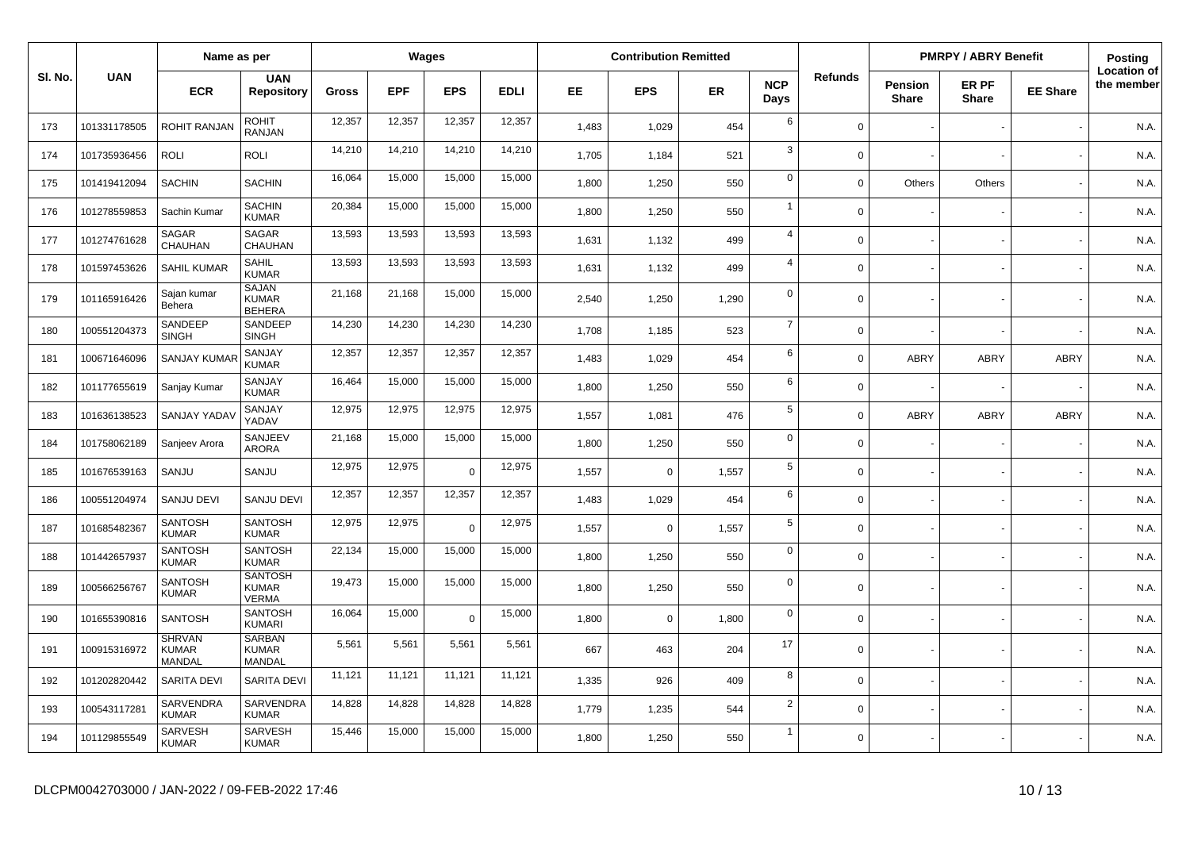| Sl. No. | UAN | Name as per | | Wages | | | | Contribution Remitted | | | | Refunds | PMRPY / ABRY Benefit | | | Posting Location of the member |
|---|---|---|---|---|---|---|---|---|---|---|---|---|---|---|---|---|
| | | ECR | UAN Repository | Gross | EPF | EPS | EDLI | EE | EPS | ER | NCP Days | | Pension Share | ER PF Share | EE Share | |
| 173 | 101331178505 | ROHIT RANJAN | ROHIT RANJAN | 12,357 | 12,357 | 12,357 | 12,357 | 1,483 | 1,029 | 454 | 6 | 0 | - | - | - | N.A. |
| 174 | 101735936456 | ROLI | ROLI | 14,210 | 14,210 | 14,210 | 14,210 | 1,705 | 1,184 | 521 | 3 | 0 | - | - | - | N.A. |
| 175 | 101419412094 | SACHIN | SACHIN | 16,064 | 15,000 | 15,000 | 15,000 | 1,800 | 1,250 | 550 | 0 | 0 | Others | Others | - | N.A. |
| 176 | 101278559853 | Sachin Kumar | SACHIN KUMAR | 20,384 | 15,000 | 15,000 | 15,000 | 1,800 | 1,250 | 550 | 1 | 0 | - | - | - | N.A. |
| 177 | 101274761628 | SAGAR CHAUHAN | SAGAR CHAUHAN | 13,593 | 13,593 | 13,593 | 13,593 | 1,631 | 1,132 | 499 | 4 | 0 | - | - | - | N.A. |
| 178 | 101597453626 | SAHIL KUMAR | SAHIL KUMAR | 13,593 | 13,593 | 13,593 | 13,593 | 1,631 | 1,132 | 499 | 4 | 0 | - | - | - | N.A. |
| 179 | 101165916426 | Sajan kumar Behera | SAJAN KUMAR BEHERA | 21,168 | 21,168 | 15,000 | 15,000 | 2,540 | 1,250 | 1,290 | 0 | 0 | - | - | - | N.A. |
| 180 | 100551204373 | SANDEEP SINGH | SANDEEP SINGH | 14,230 | 14,230 | 14,230 | 14,230 | 1,708 | 1,185 | 523 | 7 | 0 | - | - | - | N.A. |
| 181 | 100671646096 | SANJAY KUMAR | SANJAY KUMAR | 12,357 | 12,357 | 12,357 | 12,357 | 1,483 | 1,029 | 454 | 6 | 0 | ABRY | ABRY | ABRY | N.A. |
| 182 | 101177655619 | Sanjay Kumar | SANJAY KUMAR | 16,464 | 15,000 | 15,000 | 15,000 | 1,800 | 1,250 | 550 | 6 | 0 | - | - | - | N.A. |
| 183 | 101636138523 | SANJAY YADAV | SANJAY YADAV | 12,975 | 12,975 | 12,975 | 12,975 | 1,557 | 1,081 | 476 | 5 | 0 | ABRY | ABRY | ABRY | N.A. |
| 184 | 101758062189 | Sanjeev Arora | SANJEEV ARORA | 21,168 | 15,000 | 15,000 | 15,000 | 1,800 | 1,250 | 550 | 0 | 0 | - | - | - | N.A. |
| 185 | 101676539163 | SANJU | SANJU | 12,975 | 12,975 | 0 | 12,975 | 1,557 | 0 | 1,557 | 5 | 0 | - | - | - | N.A. |
| 186 | 100551204974 | SANJU DEVI | SANJU DEVI | 12,357 | 12,357 | 12,357 | 12,357 | 1,483 | 1,029 | 454 | 6 | 0 | - | - | - | N.A. |
| 187 | 101685482367 | SANTOSH KUMAR | SANTOSH KUMAR | 12,975 | 12,975 | 0 | 12,975 | 1,557 | 0 | 1,557 | 5 | 0 | - | - | - | N.A. |
| 188 | 101442657937 | SANTOSH KUMAR | SANTOSH KUMAR | 22,134 | 15,000 | 15,000 | 15,000 | 1,800 | 1,250 | 550 | 0 | 0 | - | - | - | N.A. |
| 189 | 100566256767 | SANTOSH KUMAR | SANTOSH KUMAR VERMA | 19,473 | 15,000 | 15,000 | 15,000 | 1,800 | 1,250 | 550 | 0 | 0 | - | - | - | N.A. |
| 190 | 101655390816 | SANTOSH | SANTOSH KUMARI | 16,064 | 15,000 | 0 | 15,000 | 1,800 | 0 | 1,800 | 0 | 0 | - | - | - | N.A. |
| 191 | 100915316972 | SHRVAN KUMAR MANDAL | SARBAN KUMAR MANDAL | 5,561 | 5,561 | 5,561 | 5,561 | 667 | 463 | 204 | 17 | 0 | - | - | - | N.A. |
| 192 | 101202820442 | SARITA DEVI | SARITA DEVI | 11,121 | 11,121 | 11,121 | 11,121 | 1,335 | 926 | 409 | 8 | 0 | - | - | - | N.A. |
| 193 | 100543117281 | SARVENDRA KUMAR | SARVENDRA KUMAR | 14,828 | 14,828 | 14,828 | 14,828 | 1,779 | 1,235 | 544 | 2 | 0 | - | - | - | N.A. |
| 194 | 101129855549 | SARVESH KUMAR | SARVESH KUMAR | 15,446 | 15,000 | 15,000 | 15,000 | 1,800 | 1,250 | 550 | 1 | 0 | - | - | - | N.A. |

DLCPM0042703000 / JAN-2022 / 09-FEB-2022 17:46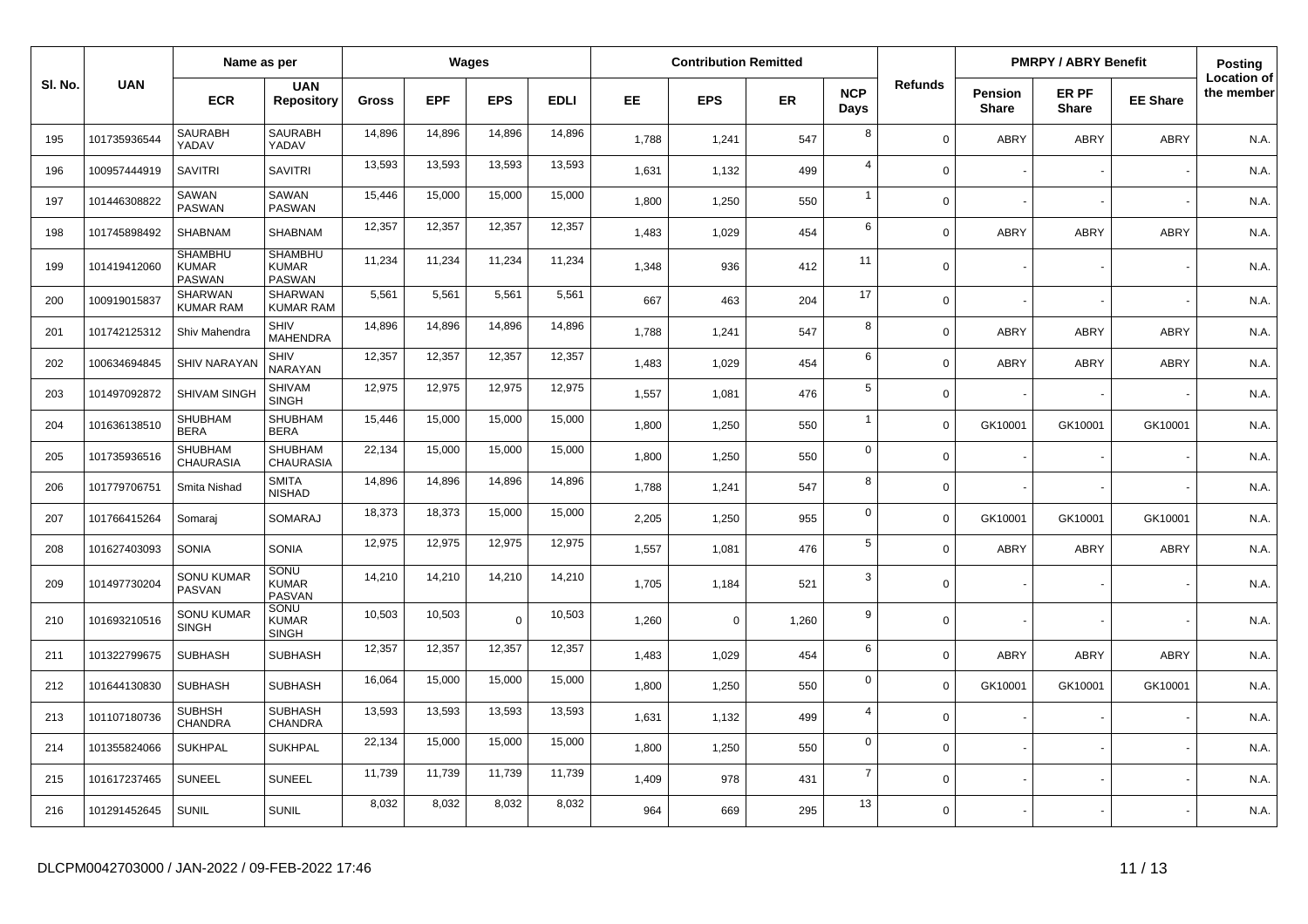| Sl. No. | UAN | Name as per | | Wages | | | | Contribution Remitted | | | | Refunds | PMRPY / ABRY Benefit | | | Posting Location of the member |
|---|---|---|---|---|---|---|---|---|---|---|---|---|---|---|---|---|
| | | ECR | UAN Repository | Gross | EPF | EPS | EDLI | EE | EPS | ER | NCP Days | | Pension Share | ER PF Share | EE Share | |
| 195 | 101735936544 | SAURABH YADAV | SAURABH YADAV | 14,896 | 14,896 | 14,896 | 14,896 | 1,788 | 1,241 | 547 | 8 | 0 | ABRY | ABRY | ABRY | N.A. |
| 196 | 100957444919 | SAVITRI | SAVITRI | 13,593 | 13,593 | 13,593 | 13,593 | 1,631 | 1,132 | 499 | 4 | 0 | - | - | - | N.A. |
| 197 | 101446308822 | SAWAN PASWAN | SAWAN PASWAN | 15,446 | 15,000 | 15,000 | 15,000 | 1,800 | 1,250 | 550 | 1 | 0 | - | - | - | N.A. |
| 198 | 101745898492 | SHABNAM | SHABNAM | 12,357 | 12,357 | 12,357 | 12,357 | 1,483 | 1,029 | 454 | 6 | 0 | ABRY | ABRY | ABRY | N.A. |
| 199 | 101419412060 | SHAMBHU KUMAR PASWAN | SHAMBHU KUMAR PASWAN | 11,234 | 11,234 | 11,234 | 11,234 | 1,348 | 936 | 412 | 11 | 0 | - | - | - | N.A. |
| 200 | 100919015837 | SHARWAN KUMAR RAM | SHARWAN KUMAR RAM | 5,561 | 5,561 | 5,561 | 5,561 | 667 | 463 | 204 | 17 | 0 | - | - | - | N.A. |
| 201 | 101742125312 | Shiv Mahendra | SHIV MAHENDRA | 14,896 | 14,896 | 14,896 | 14,896 | 1,788 | 1,241 | 547 | 8 | 0 | ABRY | ABRY | ABRY | N.A. |
| 202 | 100634694845 | SHIV NARAYAN | SHIV NARAYAN | 12,357 | 12,357 | 12,357 | 12,357 | 1,483 | 1,029 | 454 | 6 | 0 | ABRY | ABRY | ABRY | N.A. |
| 203 | 101497092872 | SHIVAM SINGH | SHIVAM SINGH | 12,975 | 12,975 | 12,975 | 12,975 | 1,557 | 1,081 | 476 | 5 | 0 | - | - | - | N.A. |
| 204 | 101636138510 | SHUBHAM BERA | SHUBHAM BERA | 15,446 | 15,000 | 15,000 | 15,000 | 1,800 | 1,250 | 550 | 1 | 0 | GK10001 | GK10001 | GK10001 | N.A. |
| 205 | 101735936516 | SHUBHAM CHAURASIA | SHUBHAM CHAURASIA | 22,134 | 15,000 | 15,000 | 15,000 | 1,800 | 1,250 | 550 | 0 | 0 | - | - | - | N.A. |
| 206 | 101779706751 | Smita Nishad | SMITA NISHAD | 14,896 | 14,896 | 14,896 | 14,896 | 1,788 | 1,241 | 547 | 8 | 0 | - | - | - | N.A. |
| 207 | 101766415264 | Somaraj | SOMARAJ | 18,373 | 18,373 | 15,000 | 15,000 | 2,205 | 1,250 | 955 | 0 | 0 | GK10001 | GK10001 | GK10001 | N.A. |
| 208 | 101627403093 | SONIA | SONIA | 12,975 | 12,975 | 12,975 | 12,975 | 1,557 | 1,081 | 476 | 5 | 0 | ABRY | ABRY | ABRY | N.A. |
| 209 | 101497730204 | SONU KUMAR PASVAN | SONU KUMAR PASVAN | 14,210 | 14,210 | 14,210 | 14,210 | 1,705 | 1,184 | 521 | 3 | 0 | - | - | - | N.A. |
| 210 | 101693210516 | SONU KUMAR SINGH | SONU KUMAR SINGH | 10,503 | 10,503 | 0 | 10,503 | 1,260 | 0 | 1,260 | 9 | 0 | - | - | - | N.A. |
| 211 | 101322799675 | SUBHASH | SUBHASH | 12,357 | 12,357 | 12,357 | 12,357 | 1,483 | 1,029 | 454 | 6 | 0 | ABRY | ABRY | ABRY | N.A. |
| 212 | 101644130830 | SUBHASH | SUBHASH | 16,064 | 15,000 | 15,000 | 15,000 | 1,800 | 1,250 | 550 | 0 | 0 | GK10001 | GK10001 | GK10001 | N.A. |
| 213 | 101107180736 | SUBHSH CHANDRA | SUBHASH CHANDRA | 13,593 | 13,593 | 13,593 | 13,593 | 1,631 | 1,132 | 499 | 4 | 0 | - | - | - | N.A. |
| 214 | 101355824066 | SUKHPAL | SUKHPAL | 22,134 | 15,000 | 15,000 | 15,000 | 1,800 | 1,250 | 550 | 0 | 0 | - | - | - | N.A. |
| 215 | 101617237465 | SUNEEL | SUNEEL | 11,739 | 11,739 | 11,739 | 11,739 | 1,409 | 978 | 431 | 7 | 0 | - | - | - | N.A. |
| 216 | 101291452645 | SUNIL | SUNIL | 8,032 | 8,032 | 8,032 | 8,032 | 964 | 669 | 295 | 13 | 0 | - | - | - | N.A. |

DLCPM0042703000 / JAN-2022 / 09-FEB-2022 17:46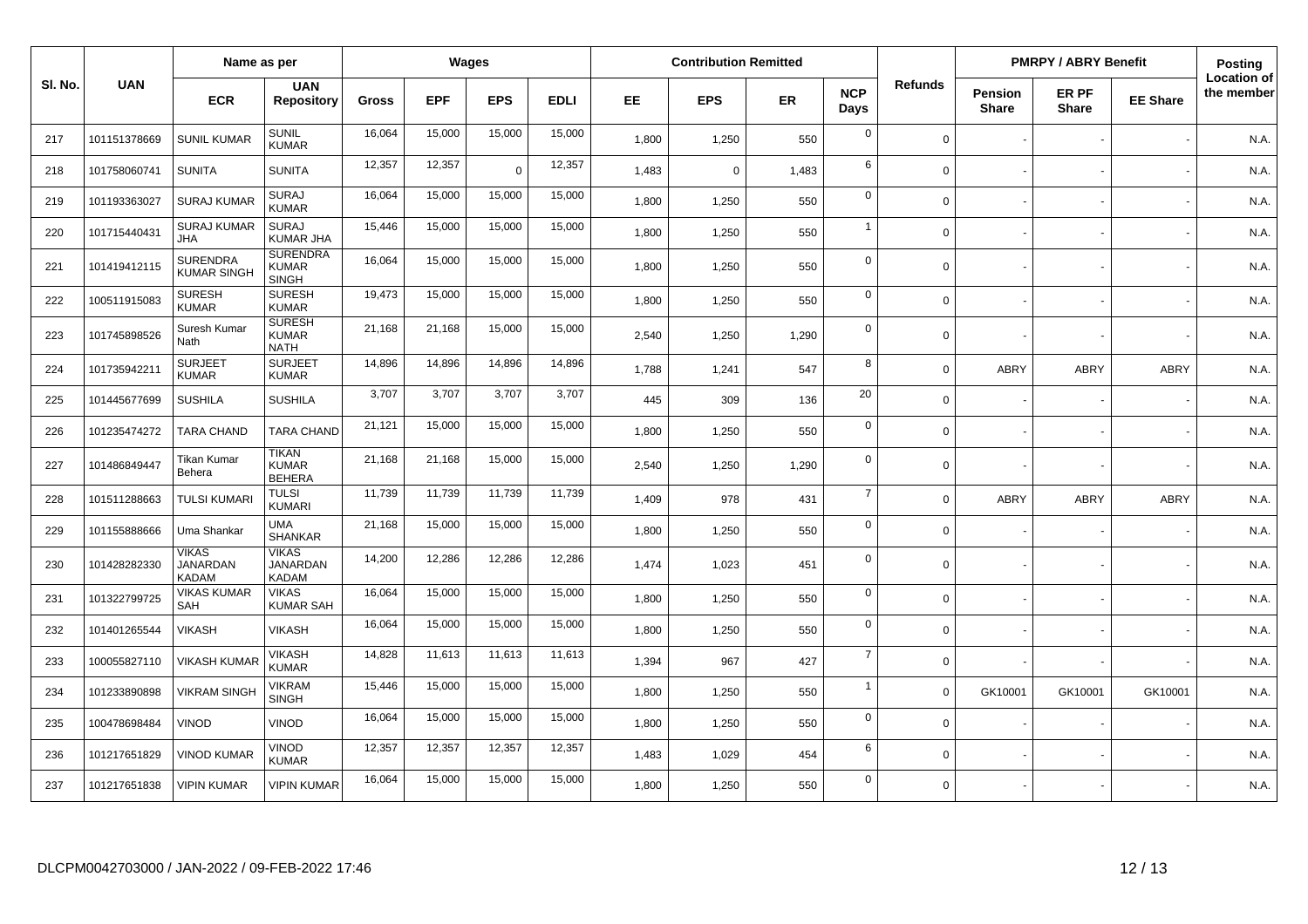| Sl. No. | UAN | Name as per | | Wages | | | | Contribution Remitted | | | | Refunds | PMRPY / ABRY Benefit | | | Posting Location of the member |
|---|---|---|---|---|---|---|---|---|---|---|---|---|---|---|---|---|
| | | ECR | UAN Repository | Gross | EPF | EPS | EDLI | EE | EPS | ER | NCP Days | | Pension Share | ER PF Share | EE Share | |
| 217 | 101151378669 | SUNIL KUMAR | SUNIL KUMAR | 16,064 | 15,000 | 15,000 | 15,000 | 1,800 | 1,250 | 550 | 0 | 0 | - | - | - | N.A. |
| 218 | 101758060741 | SUNITA | SUNITA | 12,357 | 12,357 | 0 | 12,357 | 1,483 | 0 | 1,483 | 6 | 0 | - | - | - | N.A. |
| 219 | 101193363027 | SURAJ KUMAR | SURAJ KUMAR | 16,064 | 15,000 | 15,000 | 15,000 | 1,800 | 1,250 | 550 | 0 | 0 | - | - | - | N.A. |
| 220 | 101715440431 | SURAJ KUMAR JHA | SURAJ KUMAR JHA | 15,446 | 15,000 | 15,000 | 15,000 | 1,800 | 1,250 | 550 | 1 | 0 | - | - | - | N.A. |
| 221 | 101419412115 | SURENDRA KUMAR SINGH | SURENDRA KUMAR SINGH | 16,064 | 15,000 | 15,000 | 15,000 | 1,800 | 1,250 | 550 | 0 | 0 | - | - | - | N.A. |
| 222 | 100511915083 | SURESH KUMAR | SURESH KUMAR | 19,473 | 15,000 | 15,000 | 15,000 | 1,800 | 1,250 | 550 | 0 | 0 | - | - | - | N.A. |
| 223 | 101745898526 | Suresh Kumar Nath | SURESH KUMAR NATH | 21,168 | 21,168 | 15,000 | 15,000 | 2,540 | 1,250 | 1,290 | 0 | 0 | - | - | - | N.A. |
| 224 | 101735942211 | SURJEET KUMAR | SURJEET KUMAR | 14,896 | 14,896 | 14,896 | 14,896 | 1,788 | 1,241 | 547 | 8 | 0 | ABRY | ABRY | ABRY | N.A. |
| 225 | 101445677699 | SUSHILA | SUSHILA | 3,707 | 3,707 | 3,707 | 3,707 | 445 | 309 | 136 | 20 | 0 | - | - | - | N.A. |
| 226 | 101235474272 | TARA CHAND | TARA CHAND | 21,121 | 15,000 | 15,000 | 15,000 | 1,800 | 1,250 | 550 | 0 | 0 | - | - | - | N.A. |
| 227 | 101486849447 | Tikan Kumar Behera | TIKAN KUMAR BEHERA | 21,168 | 21,168 | 15,000 | 15,000 | 2,540 | 1,250 | 1,290 | 0 | 0 | - | - | - | N.A. |
| 228 | 101511288663 | TULSI KUMARI | TULSI KUMARI | 11,739 | 11,739 | 11,739 | 11,739 | 1,409 | 978 | 431 | 7 | 0 | ABRY | ABRY | ABRY | N.A. |
| 229 | 101155888666 | Uma Shankar | UMA SHANKAR | 21,168 | 15,000 | 15,000 | 15,000 | 1,800 | 1,250 | 550 | 0 | 0 | - | - | - | N.A. |
| 230 | 101428282330 | VIKAS JANARDAN KADAM | VIKAS JANARDAN KADAM | 14,200 | 12,286 | 12,286 | 12,286 | 1,474 | 1,023 | 451 | 0 | 0 | - | - | - | N.A. |
| 231 | 101322799725 | VIKAS KUMAR SAH | VIKAS KUMAR SAH | 16,064 | 15,000 | 15,000 | 15,000 | 1,800 | 1,250 | 550 | 0 | 0 | - | - | - | N.A. |
| 232 | 101401265544 | VIKASH | VIKASH | 16,064 | 15,000 | 15,000 | 15,000 | 1,800 | 1,250 | 550 | 0 | 0 | - | - | - | N.A. |
| 233 | 100055827110 | VIKASH KUMAR | VIKASH KUMAR | 14,828 | 11,613 | 11,613 | 11,613 | 1,394 | 967 | 427 | 7 | 0 | - | - | - | N.A. |
| 234 | 101233890898 | VIKRAM SINGH | VIKRAM SINGH | 15,446 | 15,000 | 15,000 | 15,000 | 1,800 | 1,250 | 550 | 1 | 0 | GK10001 | GK10001 | GK10001 | N.A. |
| 235 | 100478698484 | VINOD | VINOD | 16,064 | 15,000 | 15,000 | 15,000 | 1,800 | 1,250 | 550 | 0 | 0 | - | - | - | N.A. |
| 236 | 101217651829 | VINOD KUMAR | VINOD KUMAR | 12,357 | 12,357 | 12,357 | 12,357 | 1,483 | 1,029 | 454 | 6 | 0 | - | - | - | N.A. |
| 237 | 101217651838 | VIPIN KUMAR | VIPIN KUMAR | 16,064 | 15,000 | 15,000 | 15,000 | 1,800 | 1,250 | 550 | 0 | 0 | - | - | - | N.A. |

DLCPM0042703000 / JAN-2022 / 09-FEB-2022 17:46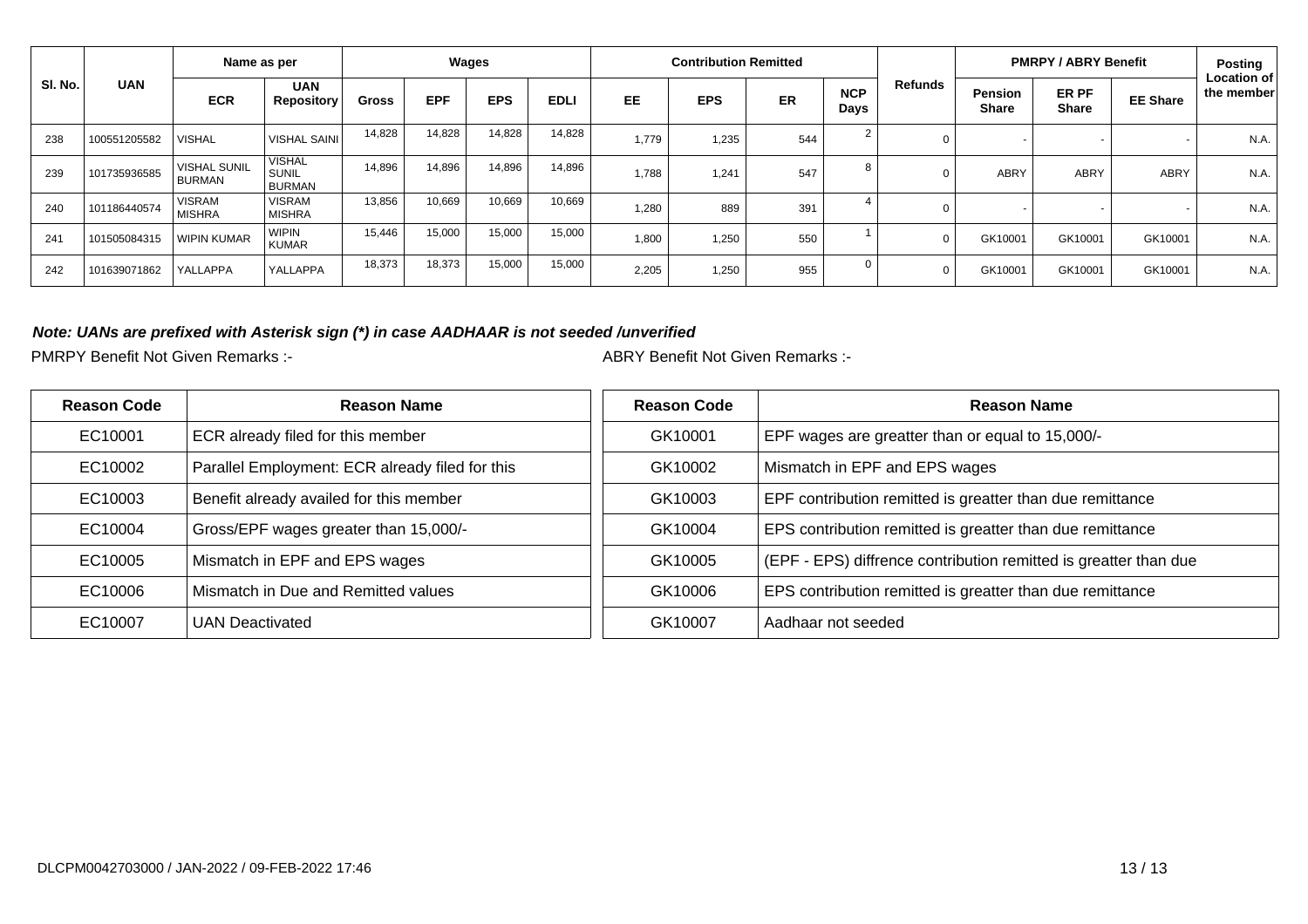| Sl. No. | UAN | Name as per | | Wages | | | | Contribution Remitted | | | | Refunds | PMRPY / ABRY Benefit | | | Posting Location of the member |
|---|---|---|---|---|---|---|---|---|---|---|---|---|---|---|---|---|
| | | ECR | UAN Repository | Gross | EPF | EPS | EDLI | EE | EPS | ER | NCP Days | | Pension Share | ER PF Share | EE Share | |
| 238 | 100551205582 | VISHAL | VISHAL SAINI | 14,828 | 14,828 | 14,828 | 14,828 | 1,779 | 1,235 | 544 | 2 | 0 | - | - | - | N.A. |
| 239 | 101735936585 | VISHAL SUNIL BURMAN | VISHAL SUNIL BURMAN | 14,896 | 14,896 | 14,896 | 14,896 | 1,788 | 1,241 | 547 | 8 | 0 | ABRY | ABRY | ABRY | N.A. |
| 240 | 101186440574 | VISRAM MISHRA | VISRAM MISHRA | 13,856 | 10,669 | 10,669 | 10,669 | 1,280 | 889 | 391 | 4 | 0 | - | - | - | N.A. |
| 241 | 101505084315 | WIPIN KUMAR | WIPIN KUMAR | 15,446 | 15,000 | 15,000 | 15,000 | 1,800 | 1,250 | 550 | 1 | 0 | GK10001 | GK10001 | GK10001 | N.A. |
| 242 | 101639071862 | YALLAPPA | YALLAPPA | 18,373 | 18,373 | 15,000 | 15,000 | 2,205 | 1,250 | 955 | 0 | 0 | GK10001 | GK10001 | GK10001 | N.A. |

***Note: UANs are prefixed with Asterisk sign (*) in case AADHAAR is not seeded /unverified***

PMRPY Benefit Not Given Remarks :-

| Reason Code | Reason Name |
|---|---|
| EC10001 | ECR already filed for this member |
| EC10002 | Parallel Employment: ECR already filed for this |
| EC10003 | Benefit already availed for this member |
| EC10004 | Gross/EPF wages greater than 15,000/- |
| EC10005 | Mismatch in EPF and EPS wages |
| EC10006 | Mismatch in Due and Remitted values |
| EC10007 | UAN Deactivated |

ABRY Benefit Not Given Remarks :-

| Reason Code | Reason Name |
|---|---|
| GK10001 | EPF wages are greatter than or equal to 15,000/- |
| GK10002 | Mismatch in EPF and EPS wages |
| GK10003 | EPF contribution remitted is greatter than due remittance |
| GK10004 | EPS contribution remitted is greatter than due remittance |
| GK10005 | (EPF - EPS) diffrence contribution remitted is greatter than due |
| GK10006 | EPS contribution remitted is greatter than due remittance |
| GK10007 | Aadhaar not seeded |

DLCPM0042703000 / JAN-2022 / 09-FEB-2022 17:46